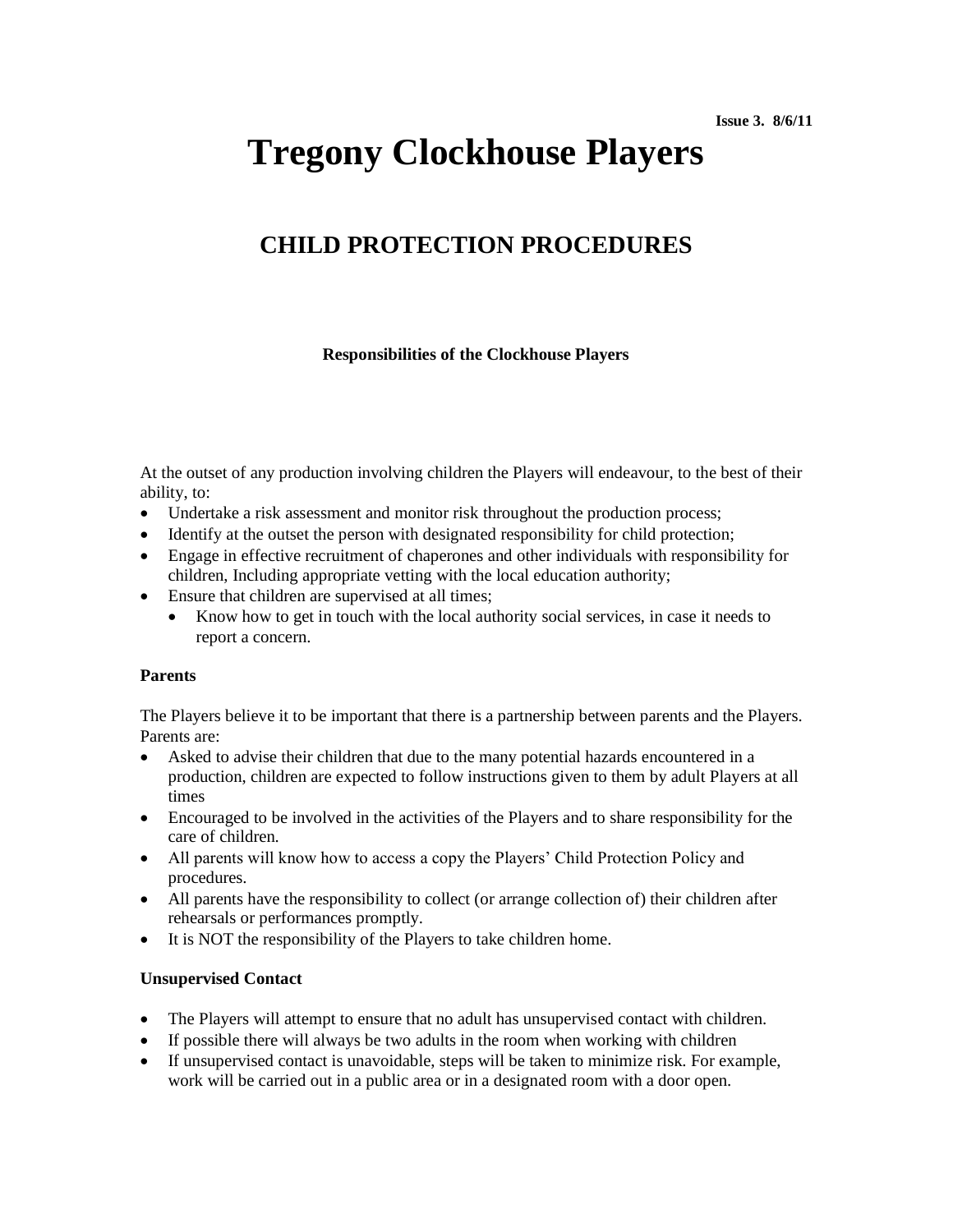Issue 3. 8/6/11

# Tregony Clockhouse Players

## CHILD PROTECTION PROCEDURES

**Responsibilities of the Clockhouse Players**

At the outset of any production involving children the Players will endeavour, to the best of their ability, to:

- Undertake a risk assessment and monitor risk throughout the production process;
- Identify at the outset the person with designated responsibility for child protection;
- Engage in effective recruitment of chaperones and other individuals with responsibility for children, Including appropriate vetting with the local education authority;
- Ensure that children are supervised at all times;
    - Know how to get in touch with the local authority social services, in case it needs to report a concern.

**Parents**

The Players believe it to be important that there is a partnership between parents and the Players. Parents are:

- Asked to advise their children that due to the many potential hazards encountered in a production, children are expected to follow instructions given to them by adult Players at all times
- Encouraged to be involved in the activities of the Players and to share responsibility for the care of children.
- All parents will know how to access a copy the Players' Child Protection Policy and procedures.
- All parents have the responsibility to collect (or arrange collection of) their children after rehearsals or performances promptly.
- It is NOT the responsibility of the Players to take children home.

**Unsupervised Contact**

- The Players will attempt to ensure that no adult has unsupervised contact with children.
- If possible there will always be two adults in the room when working with children
- If unsupervised contact is unavoidable, steps will be taken to minimize risk. For example, work will be carried out in a public area or in a designated room with a door open.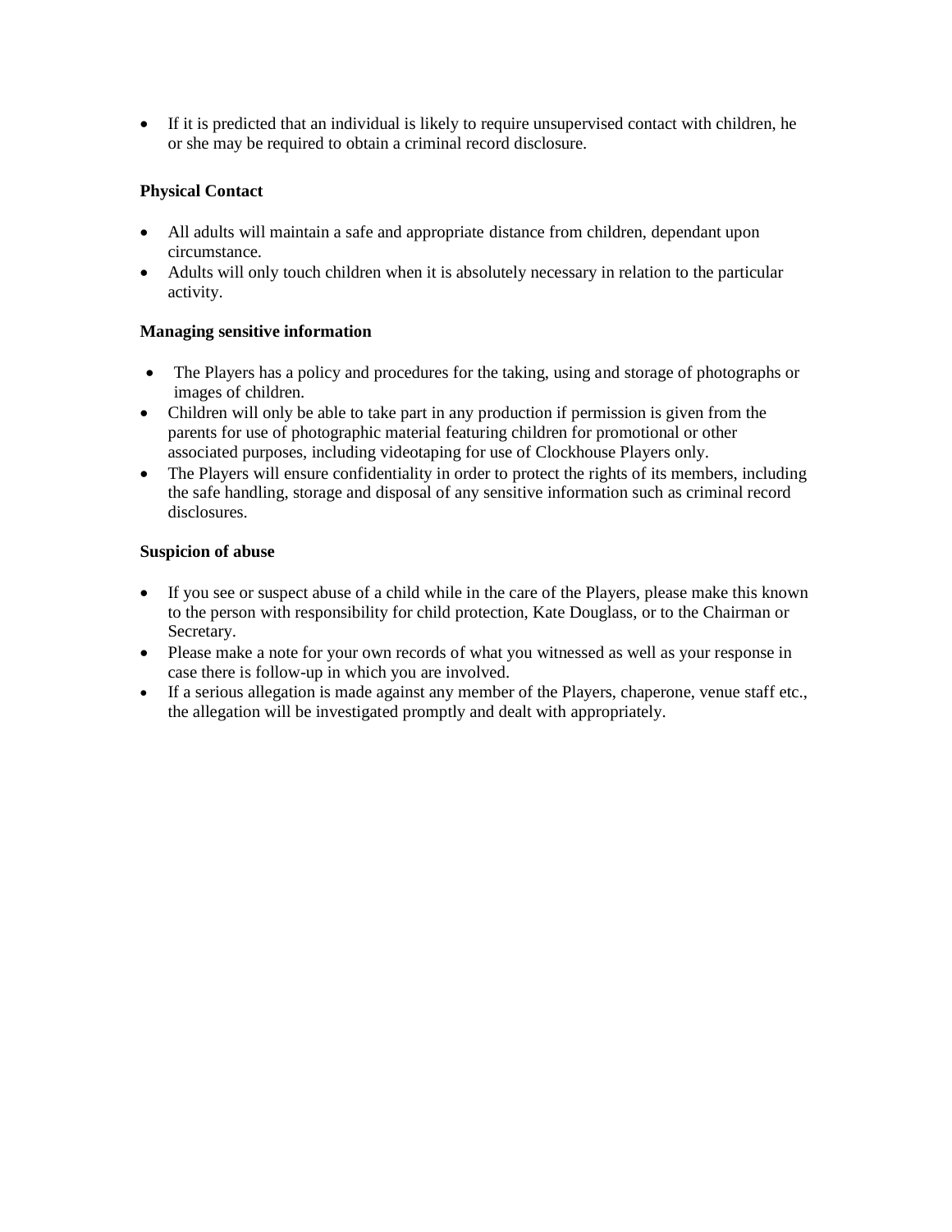- If it is predicted that an individual is likely to require unsupervised contact with children, he or she may be required to obtain a criminal record disclosure.

**Physical Contact**

- All adults will maintain a safe and appropriate distance from children, dependant upon circumstance.
- Adults will only touch children when it is absolutely necessary in relation to the particular activity.

**Managing sensitive information**

- The Players has a policy and procedures for the taking, using and storage of photographs or images of children.
- Children will only be able to take part in any production if permission is given from the parents for use of photographic material featuring children for promotional or other associated purposes, including videotaping for use of Clockhouse Players only.
- The Players will ensure confidentiality in order to protect the rights of its members, including the safe handling, storage and disposal of any sensitive information such as criminal record disclosures.

**Suspicion of abuse**

- If you see or suspect abuse of a child while in the care of the Players, please make this known to the person with responsibility for child protection, Kate Douglass, or to the Chairman or Secretary.
- Please make a note for your own records of what you witnessed as well as your response in case there is follow-up in which you are involved.
- If a serious allegation is made against any member of the Players, chaperone, venue staff etc., the allegation will be investigated promptly and dealt with appropriately.